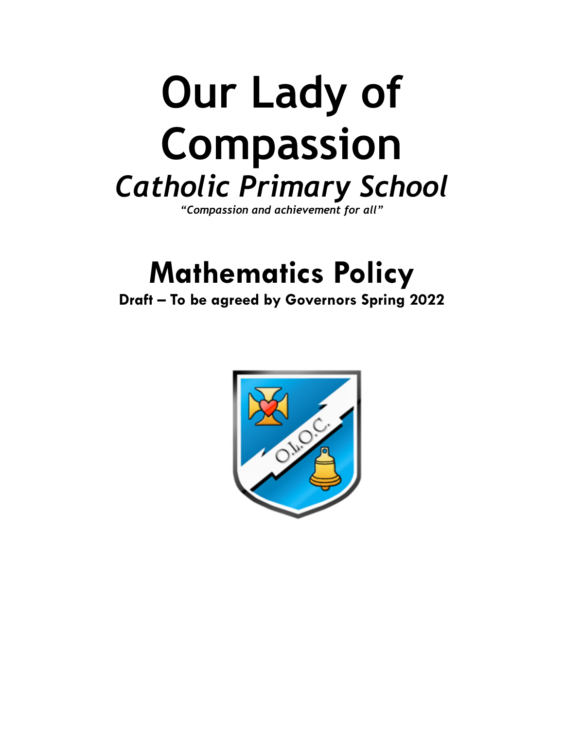# Our Lady of Compassion

## *Catholic Primary School*

***"Compassion and achievement for all"***

# Mathematics Policy

**Draft – To be agreed by Governors Spring 2022**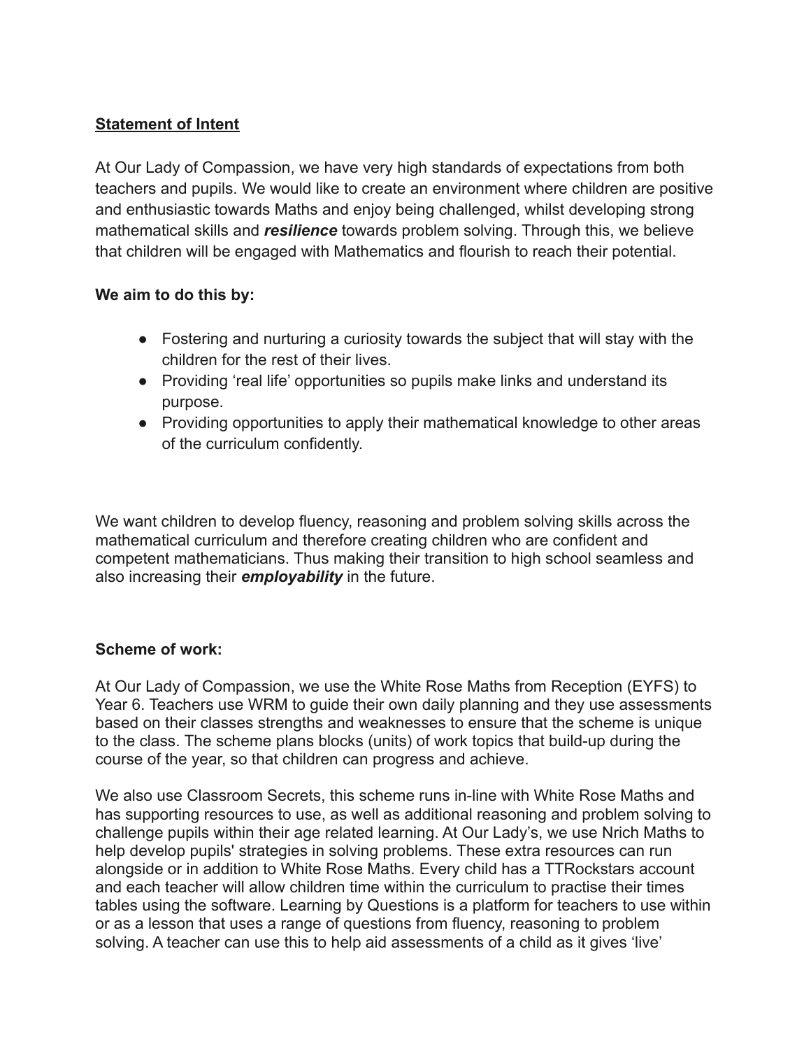**<u>Statement of Intent</u>**

At Our Lady of Compassion, we have very high standards of expectations from both teachers and pupils. We would like to create an environment where children are positive and enthusiastic towards Maths and enjoy being challenged, whilst developing strong mathematical skills and ***resilience*** towards problem solving. Through this, we believe that children will be engaged with Mathematics and flourish to reach their potential.

**We aim to do this by:**

- Fostering and nurturing a curiosity towards the subject that will stay with the children for the rest of their lives.
- Providing 'real life' opportunities so pupils make links and understand its purpose.
- Providing opportunities to apply their mathematical knowledge to other areas of the curriculum confidently.

We want children to develop fluency, reasoning and problem solving skills across the mathematical curriculum and therefore creating children who are confident and competent mathematicians. Thus making their transition to high school seamless and also increasing their ***employability*** in the future.

**Scheme of work:**

At Our Lady of Compassion, we use the White Rose Maths from Reception (EYFS) to Year 6. Teachers use WRM to guide their own daily planning and they use assessments based on their classes strengths and weaknesses to ensure that the scheme is unique to the class. The scheme plans blocks (units) of work topics that build-up during the course of the year, so that children can progress and achieve.

We also use Classroom Secrets, this scheme runs in-line with White Rose Maths and has supporting resources to use, as well as additional reasoning and problem solving to challenge pupils within their age related learning. At Our Lady's, we use Nrich Maths to help develop pupils' strategies in solving problems. These extra resources can run alongside or in addition to White Rose Maths. Every child has a TTRockstars account and each teacher will allow children time within the curriculum to practise their times tables using the software. Learning by Questions is a platform for teachers to use within or as a lesson that uses a range of questions from fluency, reasoning to problem solving. A teacher can use this to help aid assessments of a child as it gives 'live'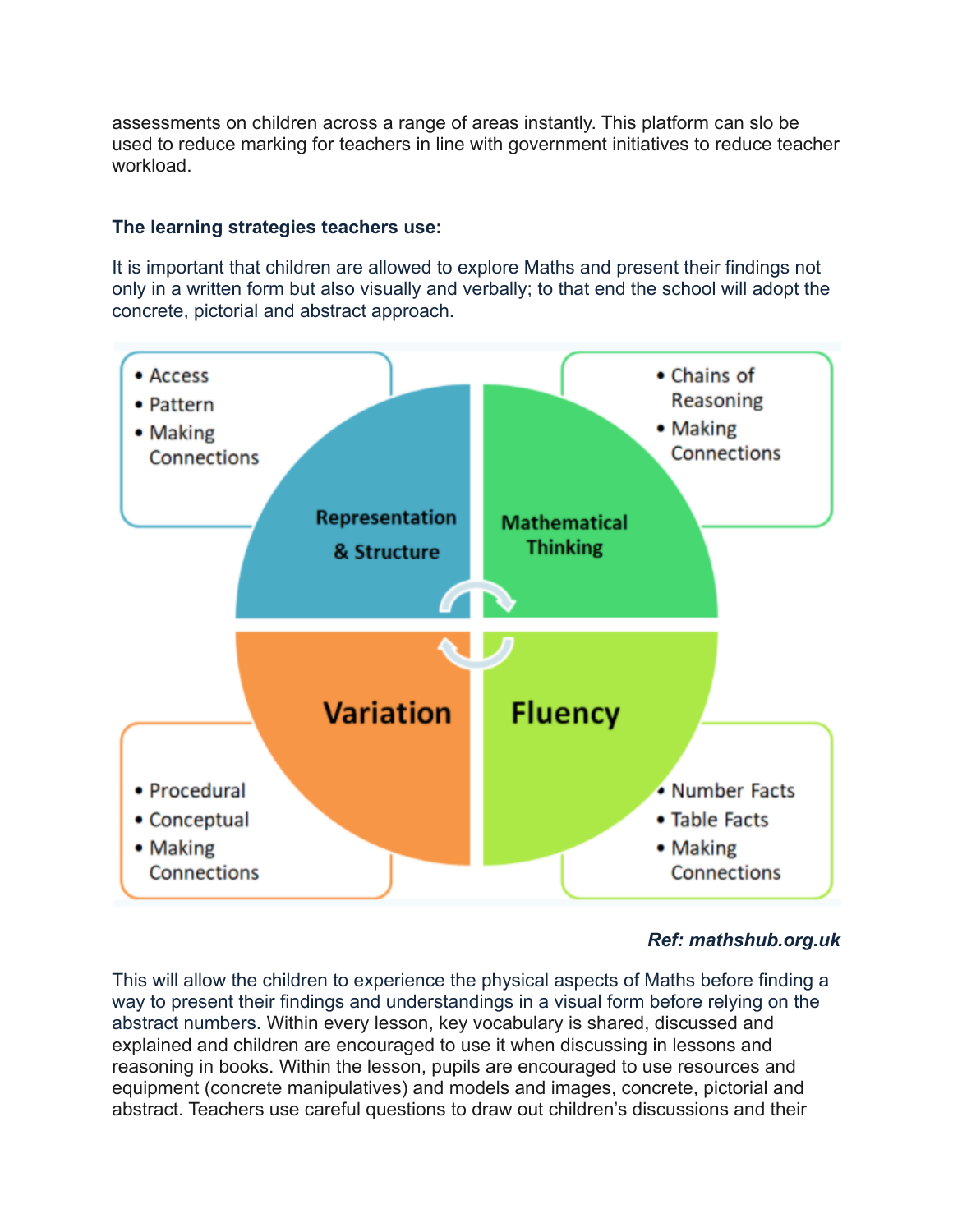assessments on children across a range of areas instantly. This platform can slo be used to reduce marking for teachers in line with government initiatives to reduce teacher workload.

**The learning strategies teachers use:**

It is important that children are allowed to explore Maths and present their findings not only in a written form but also visually and verbally; to that end the school will adopt the concrete, pictorial and abstract approach.

**Representation & Structure**
- Access
- Pattern
- Making Connections

**Mathematical Thinking**
- Chains of Reasoning
- Making Connections

**Variation**
- Procedural
- Conceptual
- Making Connections

**Fluency**
- Number Facts
- Table Facts
- Making Connections

***Ref: mathshub.org.uk***

This will allow the children to experience the physical aspects of Maths before finding a way to present their findings and understandings in a visual form before relying on the abstract numbers. Within every lesson, key vocabulary is shared, discussed and explained and children are encouraged to use it when discussing in lessons and reasoning in books. Within the lesson, pupils are encouraged to use resources and equipment (concrete manipulatives) and models and images, concrete, pictorial and abstract. Teachers use careful questions to draw out children's discussions and their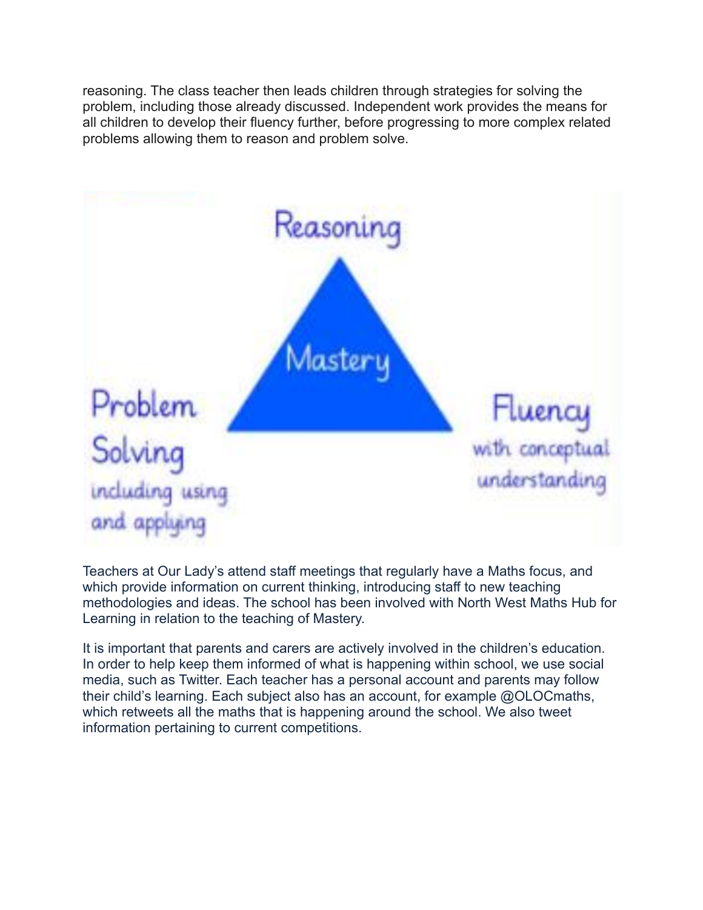reasoning. The class teacher then leads children through strategies for solving the problem, including those already discussed. Independent work provides the means for all children to develop their fluency further, before progressing to more complex related problems allowing them to reason and problem solve.

Reasoning

Mastery

Problem Solving including using and applying

Fluency with conceptual understanding

Teachers at Our Lady's attend staff meetings that regularly have a Maths focus, and which provide information on current thinking, introducing staff to new teaching methodologies and ideas. The school has been involved with North West Maths Hub for Learning in relation to the teaching of Mastery.

It is important that parents and carers are actively involved in the children's education. In order to help keep them informed of what is happening within school, we use social media, such as Twitter. Each teacher has a personal account and parents may follow their child's learning. Each subject also has an account, for example @OLOCmaths, which retweets all the maths that is happening around the school. We also tweet information pertaining to current competitions.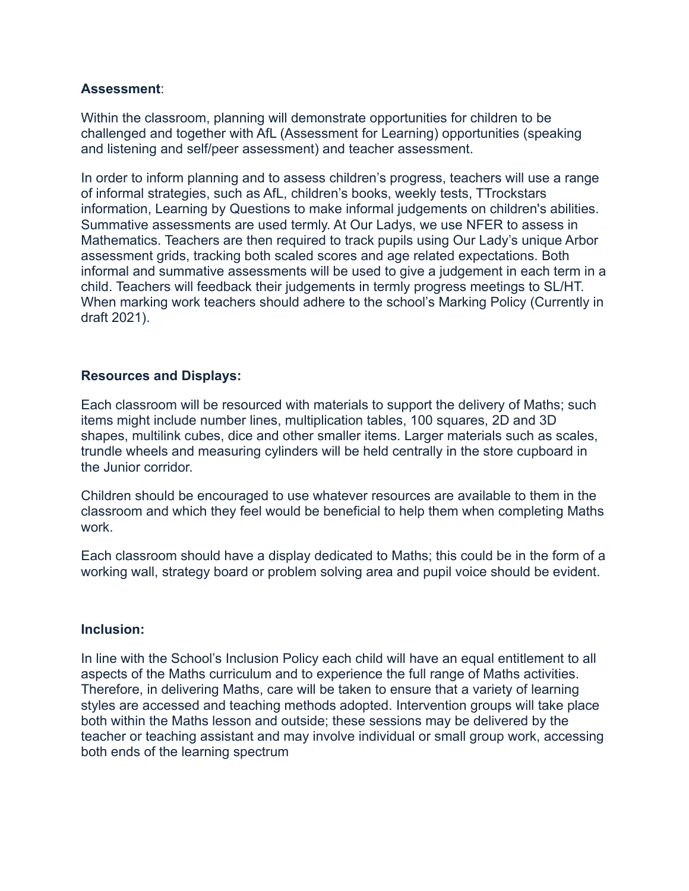**Assessment**:

Within the classroom, planning will demonstrate opportunities for children to be challenged and together with AfL (Assessment for Learning) opportunities (speaking and listening and self/peer assessment) and teacher assessment.

In order to inform planning and to assess children's progress, teachers will use a range of informal strategies, such as AfL, children's books, weekly tests, TTrockstars information, Learning by Questions to make informal judgements on children's abilities. Summative assessments are used termly. At Our Ladys, we use NFER to assess in Mathematics. Teachers are then required to track pupils using Our Lady's unique Arbor assessment grids, tracking both scaled scores and age related expectations. Both informal and summative assessments will be used to give a judgement in each term in a child. Teachers will feedback their judgements in termly progress meetings to SL/HT. When marking work teachers should adhere to the school's Marking Policy (Currently in draft 2021).

**Resources and Displays:**

Each classroom will be resourced with materials to support the delivery of Maths; such items might include number lines, multiplication tables, 100 squares, 2D and 3D shapes, multilink cubes, dice and other smaller items. Larger materials such as scales, trundle wheels and measuring cylinders will be held centrally in the store cupboard in the Junior corridor.

Children should be encouraged to use whatever resources are available to them in the classroom and which they feel would be beneficial to help them when completing Maths work.

Each classroom should have a display dedicated to Maths; this could be in the form of a working wall, strategy board or problem solving area and pupil voice should be evident.

**Inclusion:**

In line with the School's Inclusion Policy each child will have an equal entitlement to all aspects of the Maths curriculum and to experience the full range of Maths activities. Therefore, in delivering Maths, care will be taken to ensure that a variety of learning styles are accessed and teaching methods adopted. Intervention groups will take place both within the Maths lesson and outside; these sessions may be delivered by the teacher or teaching assistant and may involve individual or small group work, accessing both ends of the learning spectrum